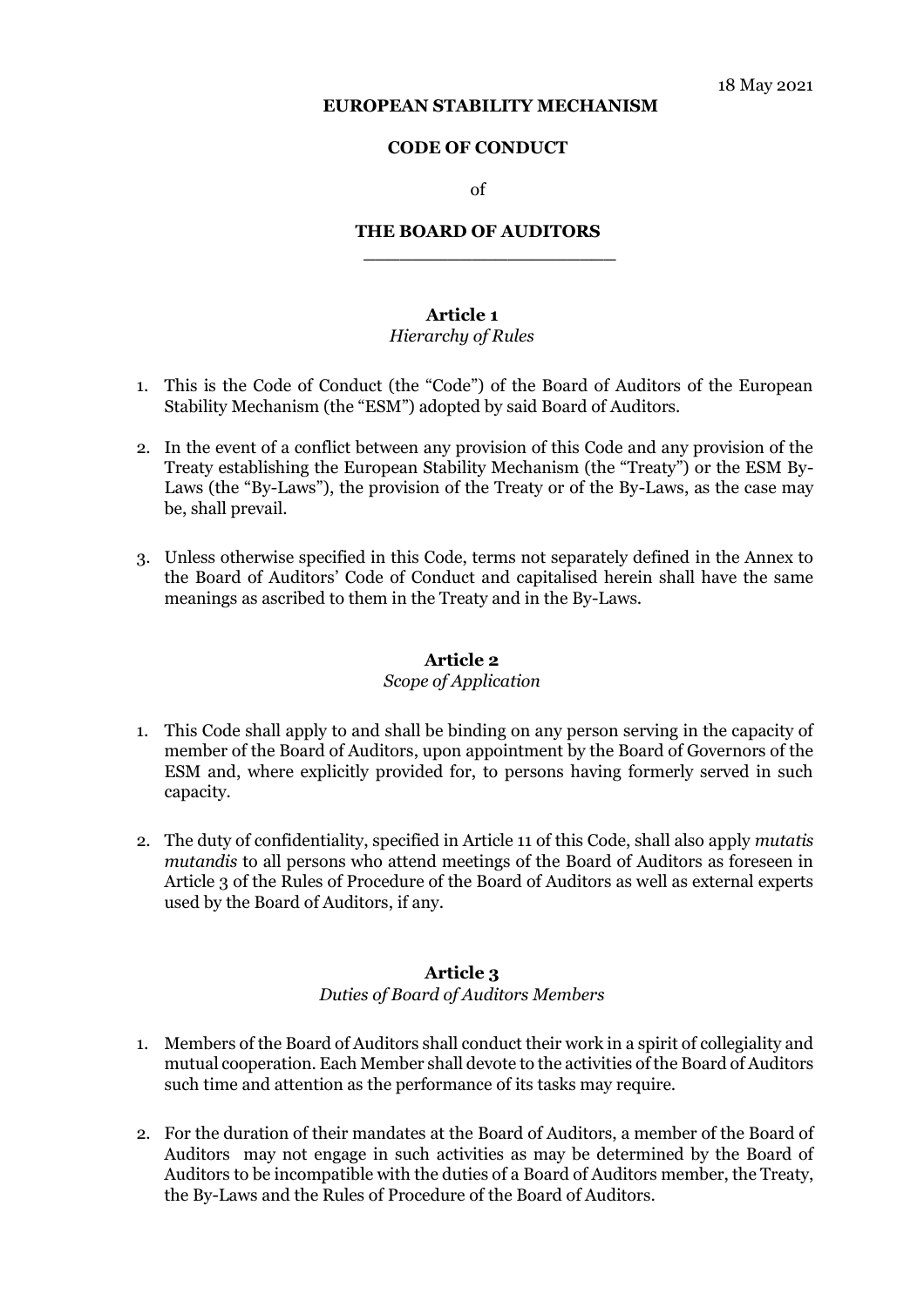18 May 2021

**EUROPEAN STABILITY MECHANISM**

**CODE OF CONDUCT**

of

**THE BOARD OF AUDITORS**

---

## Article 1

*Hierarchy of Rules*

1. This is the Code of Conduct (the "Code") of the Board of Auditors of the European Stability Mechanism (the "ESM") adopted by said Board of Auditors.

2. In the event of a conflict between any provision of this Code and any provision of the Treaty establishing the European Stability Mechanism (the "Treaty") or the ESM By-Laws (the "By-Laws"), the provision of the Treaty or of the By-Laws, as the case may be, shall prevail.

3. Unless otherwise specified in this Code, terms not separately defined in the Annex to the Board of Auditors' Code of Conduct and capitalised herein shall have the same meanings as ascribed to them in the Treaty and in the By-Laws.

## Article 2

*Scope of Application*

1. This Code shall apply to and shall be binding on any person serving in the capacity of member of the Board of Auditors, upon appointment by the Board of Governors of the ESM and, where explicitly provided for, to persons having formerly served in such capacity.

2. The duty of confidentiality, specified in Article 11 of this Code, shall also apply *mutatis mutandis* to all persons who attend meetings of the Board of Auditors as foreseen in Article 3 of the Rules of Procedure of the Board of Auditors as well as external experts used by the Board of Auditors, if any.

## Article 3

*Duties of Board of Auditors Members*

1. Members of the Board of Auditors shall conduct their work in a spirit of collegiality and mutual cooperation. Each Member shall devote to the activities of the Board of Auditors such time and attention as the performance of its tasks may require.

2. For the duration of their mandates at the Board of Auditors, a member of the Board of Auditors may not engage in such activities as may be determined by the Board of Auditors to be incompatible with the duties of a Board of Auditors member, the Treaty, the By-Laws and the Rules of Procedure of the Board of Auditors.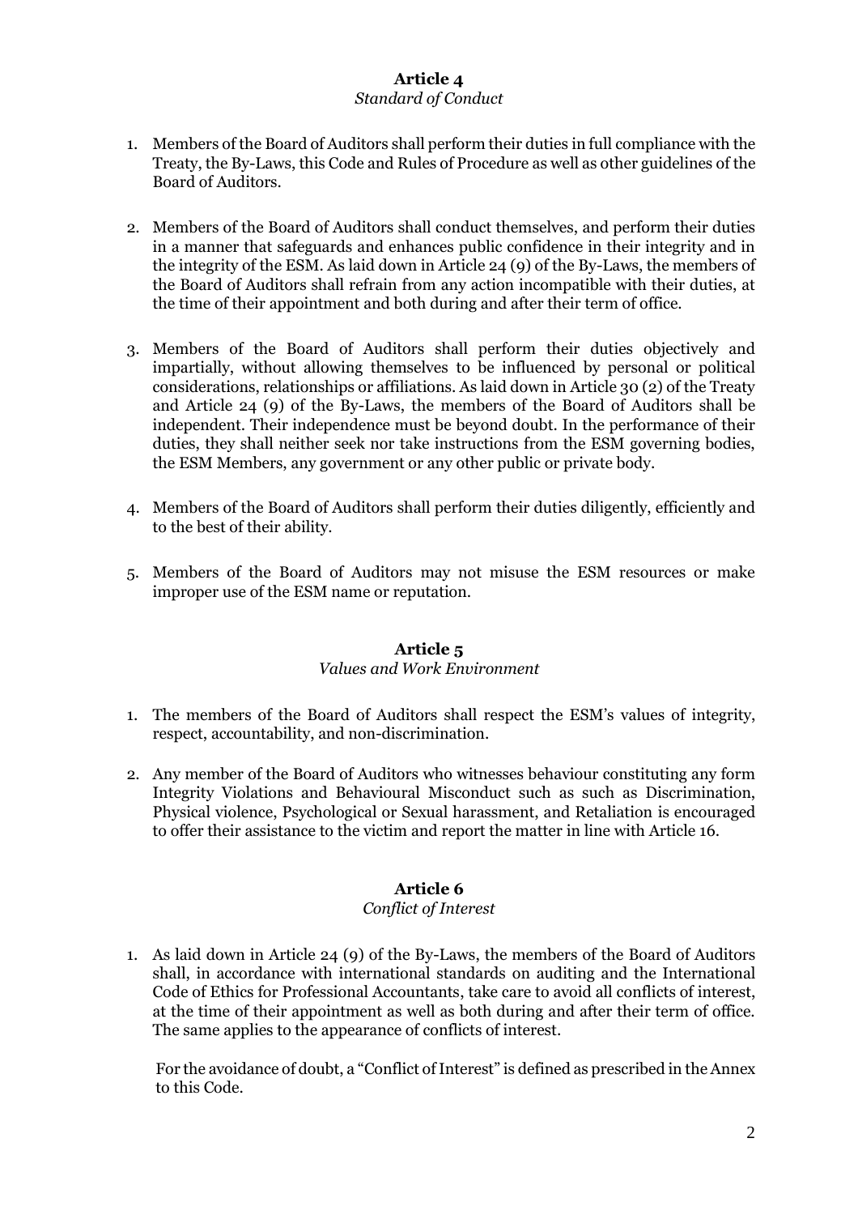## Article 4
*Standard of Conduct*

1. Members of the Board of Auditors shall perform their duties in full compliance with the Treaty, the By-Laws, this Code and Rules of Procedure as well as other guidelines of the Board of Auditors.

2. Members of the Board of Auditors shall conduct themselves, and perform their duties in a manner that safeguards and enhances public confidence in their integrity and in the integrity of the ESM. As laid down in Article 24 (9) of the By-Laws, the members of the Board of Auditors shall refrain from any action incompatible with their duties, at the time of their appointment and both during and after their term of office.

3. Members of the Board of Auditors shall perform their duties objectively and impartially, without allowing themselves to be influenced by personal or political considerations, relationships or affiliations. As laid down in Article 30 (2) of the Treaty and Article 24 (9) of the By-Laws, the members of the Board of Auditors shall be independent. Their independence must be beyond doubt. In the performance of their duties, they shall neither seek nor take instructions from the ESM governing bodies, the ESM Members, any government or any other public or private body.

4. Members of the Board of Auditors shall perform their duties diligently, efficiently and to the best of their ability.

5. Members of the Board of Auditors may not misuse the ESM resources or make improper use of the ESM name or reputation.

## Article 5
*Values and Work Environment*

1. The members of the Board of Auditors shall respect the ESM's values of integrity, respect, accountability, and non-discrimination.

2. Any member of the Board of Auditors who witnesses behaviour constituting any form Integrity Violations and Behavioural Misconduct such as such as Discrimination, Physical violence, Psychological or Sexual harassment, and Retaliation is encouraged to offer their assistance to the victim and report the matter in line with Article 16.

## Article 6
*Conflict of Interest*

1. As laid down in Article 24 (9) of the By-Laws, the members of the Board of Auditors shall, in accordance with international standards on auditing and the International Code of Ethics for Professional Accountants, take care to avoid all conflicts of interest, at the time of their appointment as well as both during and after their term of office. The same applies to the appearance of conflicts of interest.

   For the avoidance of doubt, a "Conflict of Interest" is defined as prescribed in the Annex to this Code.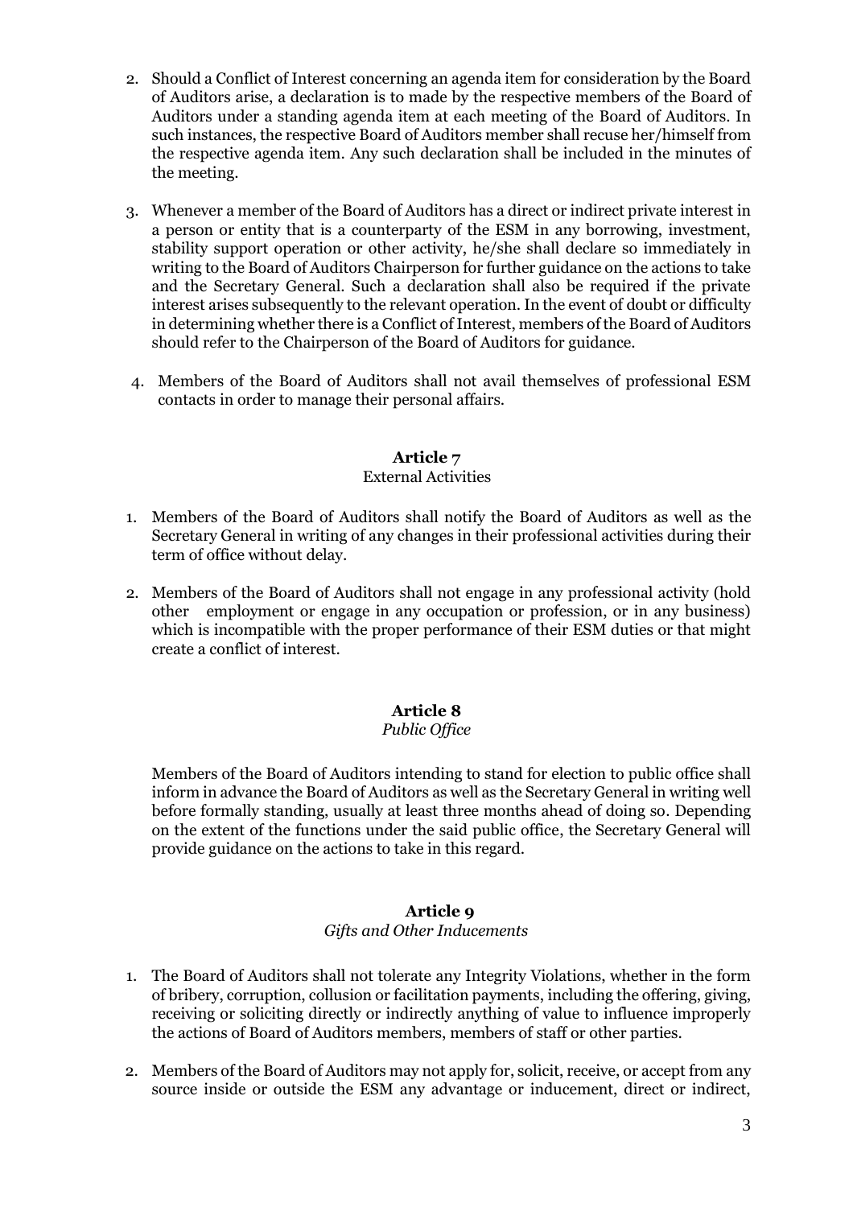2. Should a Conflict of Interest concerning an agenda item for consideration by the Board of Auditors arise, a declaration is to made by the respective members of the Board of Auditors under a standing agenda item at each meeting of the Board of Auditors. In such instances, the respective Board of Auditors member shall recuse her/himself from the respective agenda item. Any such declaration shall be included in the minutes of the meeting.

3. Whenever a member of the Board of Auditors has a direct or indirect private interest in a person or entity that is a counterparty of the ESM in any borrowing, investment, stability support operation or other activity, he/she shall declare so immediately in writing to the Board of Auditors Chairperson for further guidance on the actions to take and the Secretary General. Such a declaration shall also be required if the private interest arises subsequently to the relevant operation. In the event of doubt or difficulty in determining whether there is a Conflict of Interest, members of the Board of Auditors should refer to the Chairperson of the Board of Auditors for guidance.

4. Members of the Board of Auditors shall not avail themselves of professional ESM contacts in order to manage their personal affairs.

## Article 7

External Activities

1. Members of the Board of Auditors shall notify the Board of Auditors as well as the Secretary General in writing of any changes in their professional activities during their term of office without delay.

2. Members of the Board of Auditors shall not engage in any professional activity (hold other employment or engage in any occupation or profession, or in any business) which is incompatible with the proper performance of their ESM duties or that might create a conflict of interest.

## Article 8

*Public Office*

Members of the Board of Auditors intending to stand for election to public office shall inform in advance the Board of Auditors as well as the Secretary General in writing well before formally standing, usually at least three months ahead of doing so. Depending on the extent of the functions under the said public office, the Secretary General will provide guidance on the actions to take in this regard.

## Article 9

*Gifts and Other Inducements*

1. The Board of Auditors shall not tolerate any Integrity Violations, whether in the form of bribery, corruption, collusion or facilitation payments, including the offering, giving, receiving or soliciting directly or indirectly anything of value to influence improperly the actions of Board of Auditors members, members of staff or other parties.

2. Members of the Board of Auditors may not apply for, solicit, receive, or accept from any source inside or outside the ESM any advantage or inducement, direct or indirect,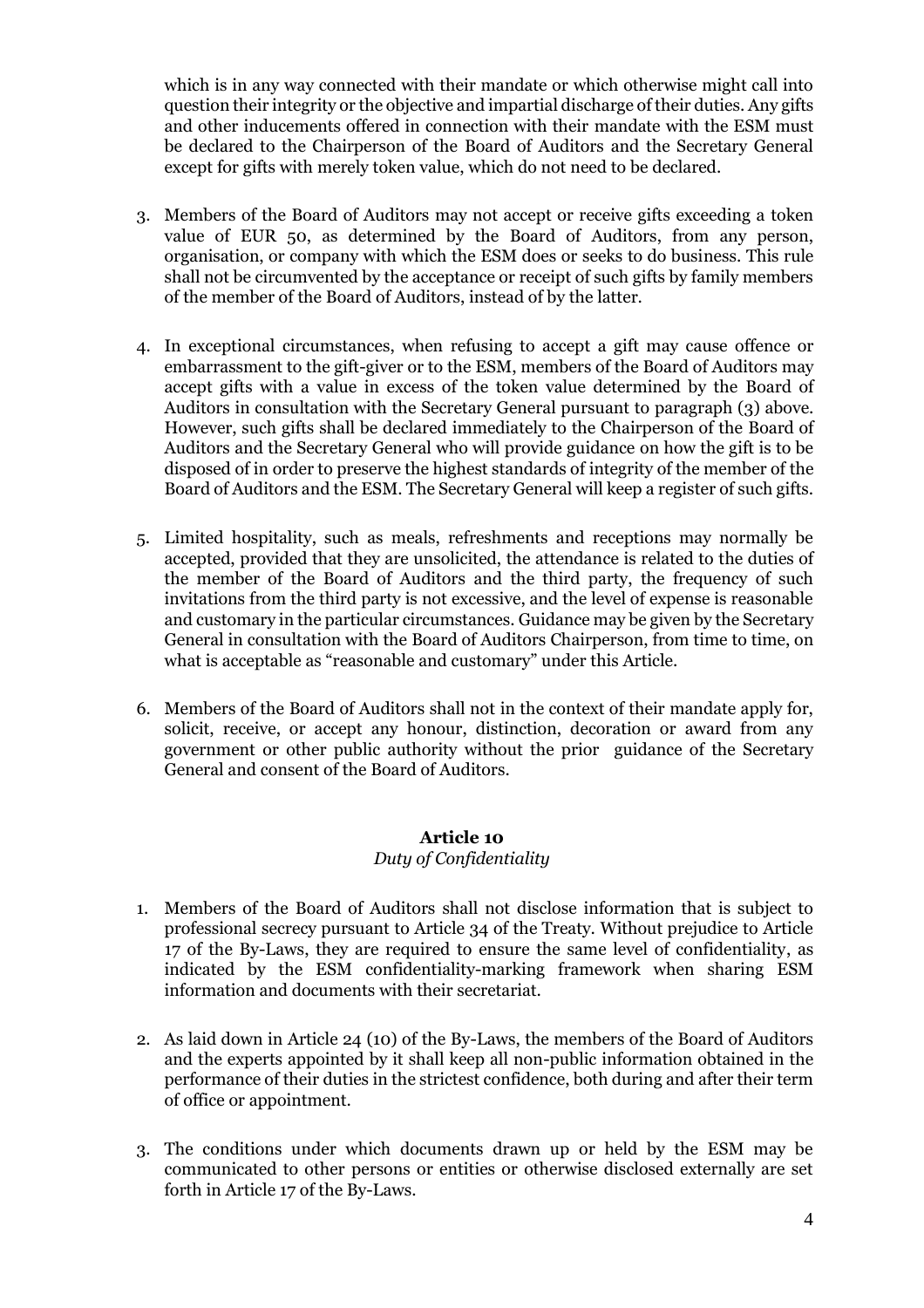which is in any way connected with their mandate or which otherwise might call into question their integrity or the objective and impartial discharge of their duties. Any gifts and other inducements offered in connection with their mandate with the ESM must be declared to the Chairperson of the Board of Auditors and the Secretary General except for gifts with merely token value, which do not need to be declared.

3. Members of the Board of Auditors may not accept or receive gifts exceeding a token value of EUR 50, as determined by the Board of Auditors, from any person, organisation, or company with which the ESM does or seeks to do business. This rule shall not be circumvented by the acceptance or receipt of such gifts by family members of the member of the Board of Auditors, instead of by the latter.

4. In exceptional circumstances, when refusing to accept a gift may cause offence or embarrassment to the gift-giver or to the ESM, members of the Board of Auditors may accept gifts with a value in excess of the token value determined by the Board of Auditors in consultation with the Secretary General pursuant to paragraph (3) above. However, such gifts shall be declared immediately to the Chairperson of the Board of Auditors and the Secretary General who will provide guidance on how the gift is to be disposed of in order to preserve the highest standards of integrity of the member of the Board of Auditors and the ESM. The Secretary General will keep a register of such gifts.

5. Limited hospitality, such as meals, refreshments and receptions may normally be accepted, provided that they are unsolicited, the attendance is related to the duties of the member of the Board of Auditors and the third party, the frequency of such invitations from the third party is not excessive, and the level of expense is reasonable and customary in the particular circumstances. Guidance may be given by the Secretary General in consultation with the Board of Auditors Chairperson, from time to time, on what is acceptable as "reasonable and customary" under this Article.

6. Members of the Board of Auditors shall not in the context of their mandate apply for, solicit, receive, or accept any honour, distinction, decoration or award from any government or other public authority without the prior guidance of the Secretary General and consent of the Board of Auditors.

## Article 10

*Duty of Confidentiality*

1. Members of the Board of Auditors shall not disclose information that is subject to professional secrecy pursuant to Article 34 of the Treaty. Without prejudice to Article 17 of the By-Laws, they are required to ensure the same level of confidentiality, as indicated by the ESM confidentiality-marking framework when sharing ESM information and documents with their secretariat.

2. As laid down in Article 24 (10) of the By-Laws, the members of the Board of Auditors and the experts appointed by it shall keep all non-public information obtained in the performance of their duties in the strictest confidence, both during and after their term of office or appointment.

3. The conditions under which documents drawn up or held by the ESM may be communicated to other persons or entities or otherwise disclosed externally are set forth in Article 17 of the By-Laws.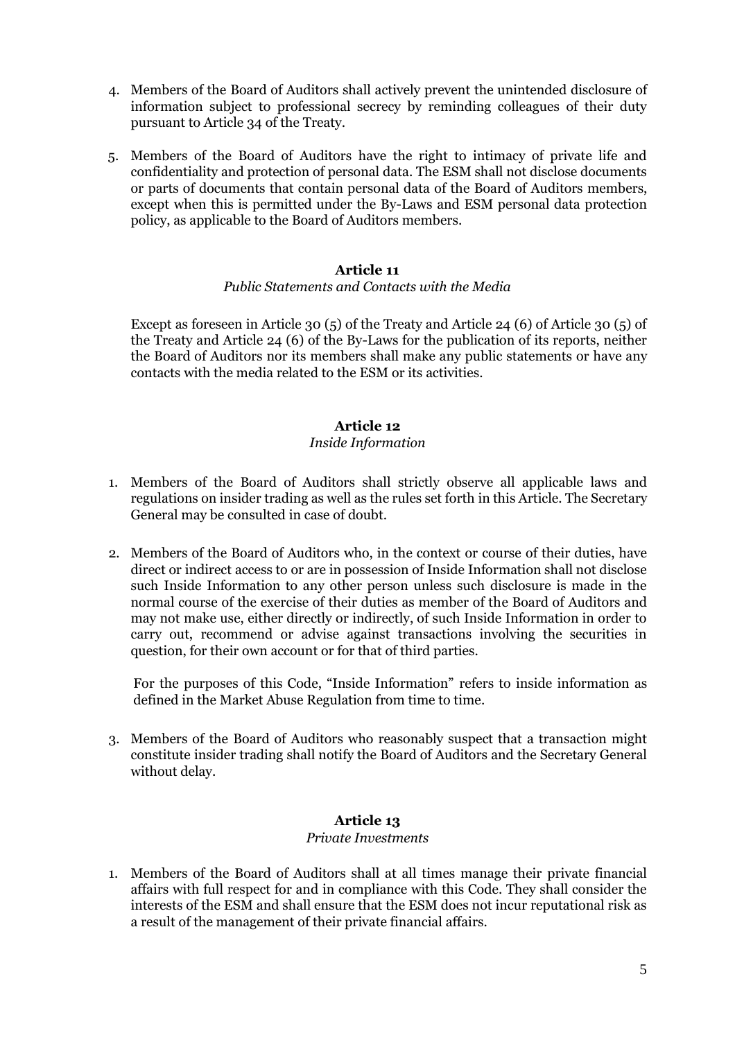4. Members of the Board of Auditors shall actively prevent the unintended disclosure of information subject to professional secrecy by reminding colleagues of their duty pursuant to Article 34 of the Treaty.

5. Members of the Board of Auditors have the right to intimacy of private life and confidentiality and protection of personal data. The ESM shall not disclose documents or parts of documents that contain personal data of the Board of Auditors members, except when this is permitted under the By-Laws and ESM personal data protection policy, as applicable to the Board of Auditors members.

## Article 11

*Public Statements and Contacts with the Media*

Except as foreseen in Article 30 (5) of the Treaty and Article 24 (6) of Article 30 (5) of the Treaty and Article 24 (6) of the By-Laws for the publication of its reports, neither the Board of Auditors nor its members shall make any public statements or have any contacts with the media related to the ESM or its activities.

## Article 12

*Inside Information*

1. Members of the Board of Auditors shall strictly observe all applicable laws and regulations on insider trading as well as the rules set forth in this Article. The Secretary General may be consulted in case of doubt.

2. Members of the Board of Auditors who, in the context or course of their duties, have direct or indirect access to or are in possession of Inside Information shall not disclose such Inside Information to any other person unless such disclosure is made in the normal course of the exercise of their duties as member of the Board of Auditors and may not make use, either directly or indirectly, of such Inside Information in order to carry out, recommend or advise against transactions involving the securities in question, for their own account or for that of third parties.

   For the purposes of this Code, "Inside Information" refers to inside information as defined in the Market Abuse Regulation from time to time.

3. Members of the Board of Auditors who reasonably suspect that a transaction might constitute insider trading shall notify the Board of Auditors and the Secretary General without delay.

## Article 13

*Private Investments*

1. Members of the Board of Auditors shall at all times manage their private financial affairs with full respect for and in compliance with this Code. They shall consider the interests of the ESM and shall ensure that the ESM does not incur reputational risk as a result of the management of their private financial affairs.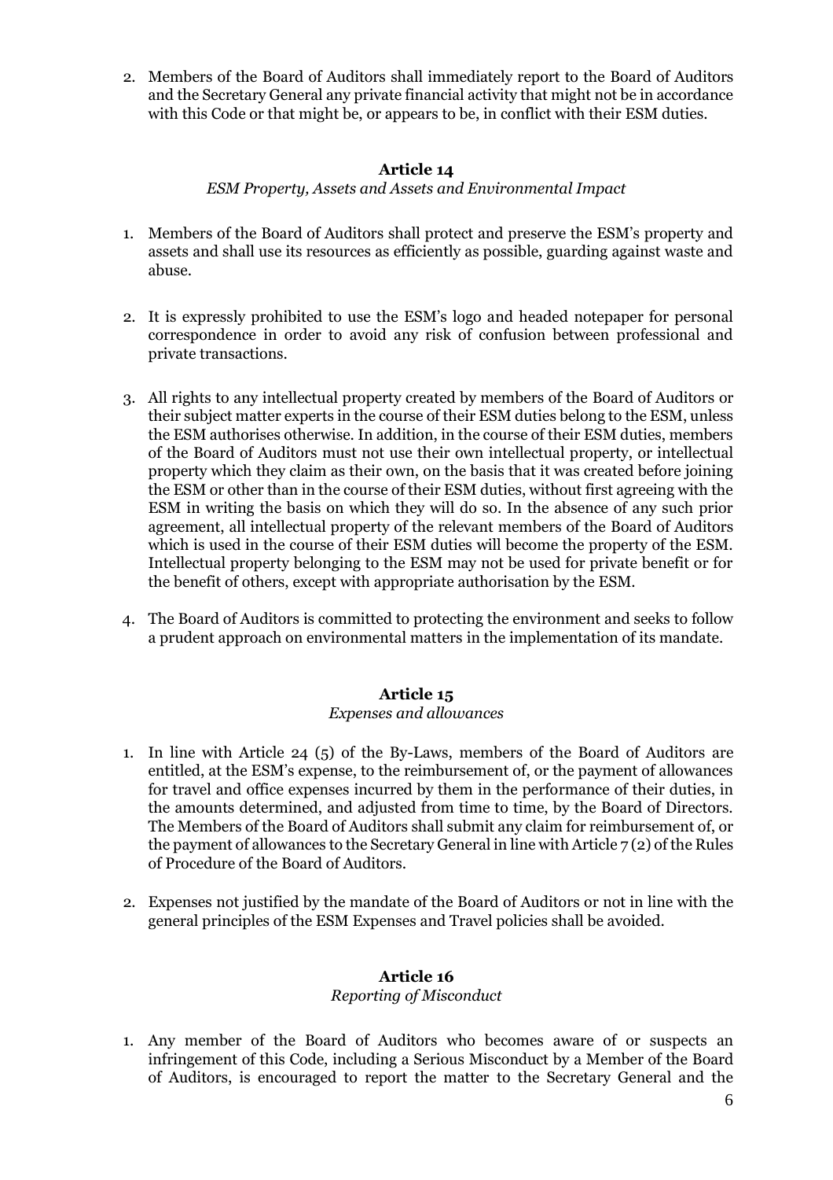2. Members of the Board of Auditors shall immediately report to the Board of Auditors and the Secretary General any private financial activity that might not be in accordance with this Code or that might be, or appears to be, in conflict with their ESM duties.

### Article 14

*ESM Property, Assets and Assets and Environmental Impact*

1. Members of the Board of Auditors shall protect and preserve the ESM's property and assets and shall use its resources as efficiently as possible, guarding against waste and abuse.

2. It is expressly prohibited to use the ESM's logo and headed notepaper for personal correspondence in order to avoid any risk of confusion between professional and private transactions.

3. All rights to any intellectual property created by members of the Board of Auditors or their subject matter experts in the course of their ESM duties belong to the ESM, unless the ESM authorises otherwise. In addition, in the course of their ESM duties, members of the Board of Auditors must not use their own intellectual property, or intellectual property which they claim as their own, on the basis that it was created before joining the ESM or other than in the course of their ESM duties, without first agreeing with the ESM in writing the basis on which they will do so. In the absence of any such prior agreement, all intellectual property of the relevant members of the Board of Auditors which is used in the course of their ESM duties will become the property of the ESM. Intellectual property belonging to the ESM may not be used for private benefit or for the benefit of others, except with appropriate authorisation by the ESM.

4. The Board of Auditors is committed to protecting the environment and seeks to follow a prudent approach on environmental matters in the implementation of its mandate.

### Article 15

*Expenses and allowances*

1. In line with Article 24 (5) of the By-Laws, members of the Board of Auditors are entitled, at the ESM's expense, to the reimbursement of, or the payment of allowances for travel and office expenses incurred by them in the performance of their duties, in the amounts determined, and adjusted from time to time, by the Board of Directors. The Members of the Board of Auditors shall submit any claim for reimbursement of, or the payment of allowances to the Secretary General in line with Article 7 (2) of the Rules of Procedure of the Board of Auditors.

2. Expenses not justified by the mandate of the Board of Auditors or not in line with the general principles of the ESM Expenses and Travel policies shall be avoided.

### Article 16

*Reporting of Misconduct*

1. Any member of the Board of Auditors who becomes aware of or suspects an infringement of this Code, including a Serious Misconduct by a Member of the Board of Auditors, is encouraged to report the matter to the Secretary General and the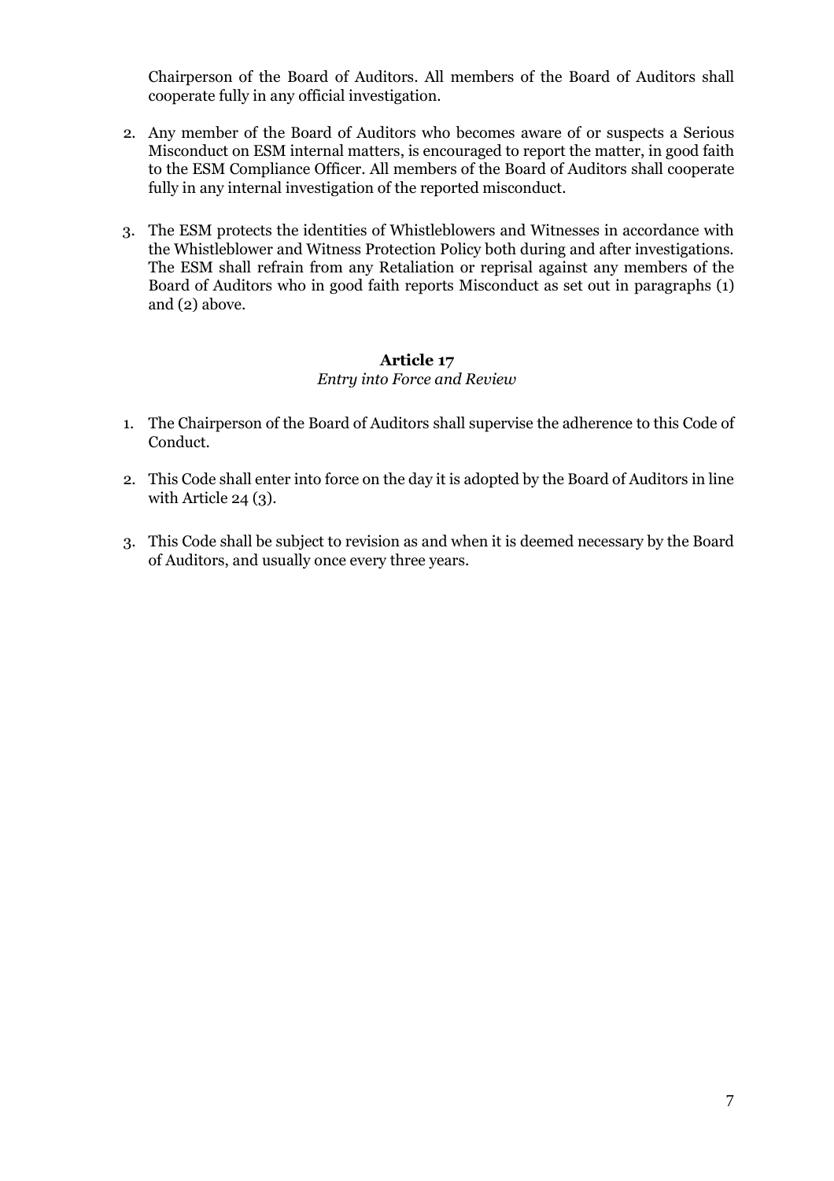Chairperson of the Board of Auditors. All members of the Board of Auditors shall cooperate fully in any official investigation.

2. Any member of the Board of Auditors who becomes aware of or suspects a Serious Misconduct on ESM internal matters, is encouraged to report the matter, in good faith to the ESM Compliance Officer. All members of the Board of Auditors shall cooperate fully in any internal investigation of the reported misconduct.

3. The ESM protects the identities of Whistleblowers and Witnesses in accordance with the Whistleblower and Witness Protection Policy both during and after investigations. The ESM shall refrain from any Retaliation or reprisal against any members of the Board of Auditors who in good faith reports Misconduct as set out in paragraphs (1) and (2) above.

## Article 17

*Entry into Force and Review*

1. The Chairperson of the Board of Auditors shall supervise the adherence to this Code of Conduct.

2. This Code shall enter into force on the day it is adopted by the Board of Auditors in line with Article 24 (3).

3. This Code shall be subject to revision as and when it is deemed necessary by the Board of Auditors, and usually once every three years.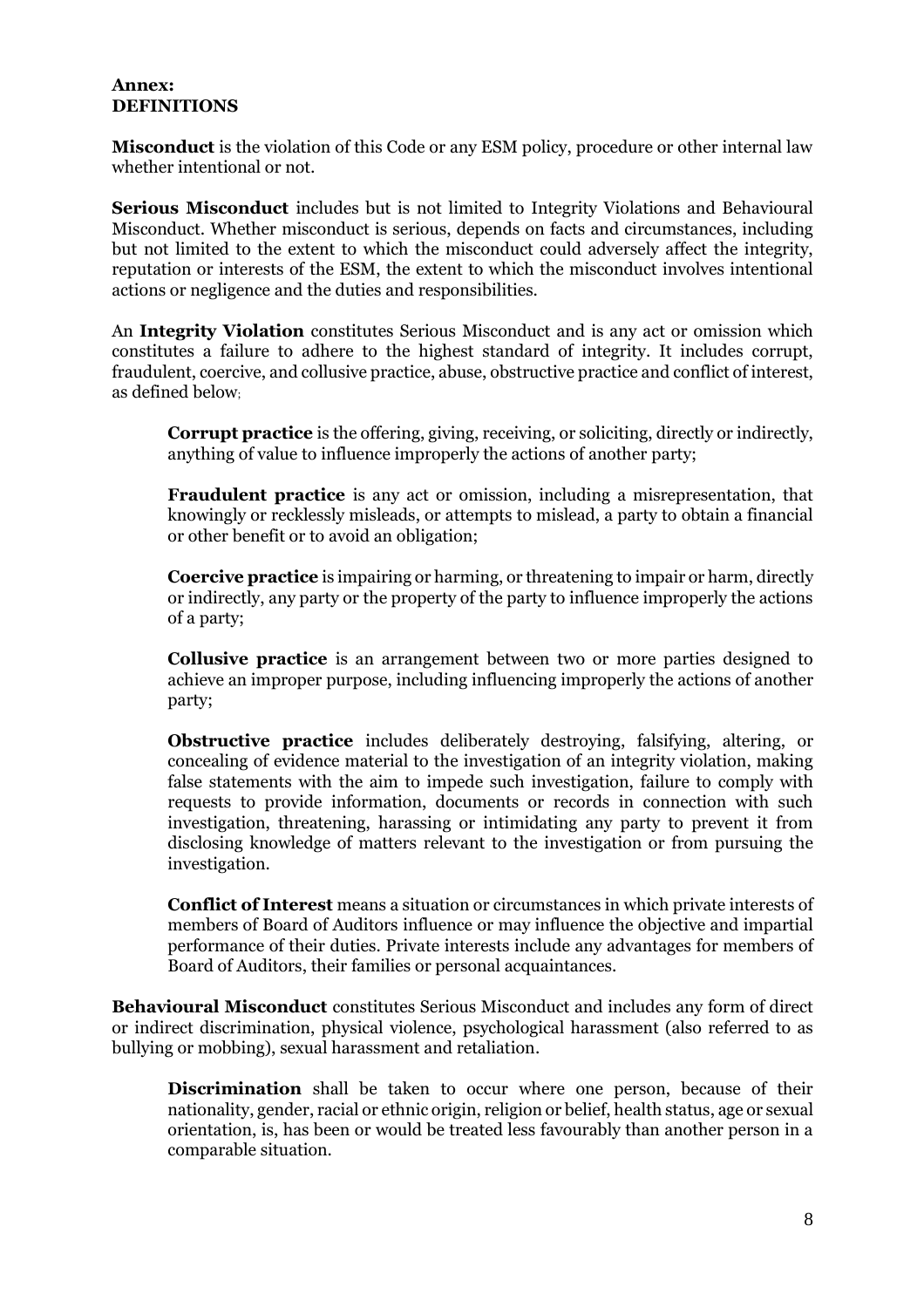**Annex:**
**DEFINITIONS**

**Misconduct** is the violation of this Code or any ESM policy, procedure or other internal law whether intentional or not.

**Serious Misconduct** includes but is not limited to Integrity Violations and Behavioural Misconduct. Whether misconduct is serious, depends on facts and circumstances, including but not limited to the extent to which the misconduct could adversely affect the integrity, reputation or interests of the ESM, the extent to which the misconduct involves intentional actions or negligence and the duties and responsibilities.

An **Integrity Violation** constitutes Serious Misconduct and is any act or omission which constitutes a failure to adhere to the highest standard of integrity. It includes corrupt, fraudulent, coercive, and collusive practice, abuse, obstructive practice and conflict of interest, as defined below;

> **Corrupt practice** is the offering, giving, receiving, or soliciting, directly or indirectly, anything of value to influence improperly the actions of another party;
>
> **Fraudulent practice** is any act or omission, including a misrepresentation, that knowingly or recklessly misleads, or attempts to mislead, a party to obtain a financial or other benefit or to avoid an obligation;
>
> **Coercive practice** is impairing or harming, or threatening to impair or harm, directly or indirectly, any party or the property of the party to influence improperly the actions of a party;
>
> **Collusive practice** is an arrangement between two or more parties designed to achieve an improper purpose, including influencing improperly the actions of another party;
>
> **Obstructive practice** includes deliberately destroying, falsifying, altering, or concealing of evidence material to the investigation of an integrity violation, making false statements with the aim to impede such investigation, failure to comply with requests to provide information, documents or records in connection with such investigation, threatening, harassing or intimidating any party to prevent it from disclosing knowledge of matters relevant to the investigation or from pursuing the investigation.
>
> **Conflict of Interest** means a situation or circumstances in which private interests of members of Board of Auditors influence or may influence the objective and impartial performance of their duties. Private interests include any advantages for members of Board of Auditors, their families or personal acquaintances.

**Behavioural Misconduct** constitutes Serious Misconduct and includes any form of direct or indirect discrimination, physical violence, psychological harassment (also referred to as bullying or mobbing), sexual harassment and retaliation.

> **Discrimination** shall be taken to occur where one person, because of their nationality, gender, racial or ethnic origin, religion or belief, health status, age or sexual orientation, is, has been or would be treated less favourably than another person in a comparable situation.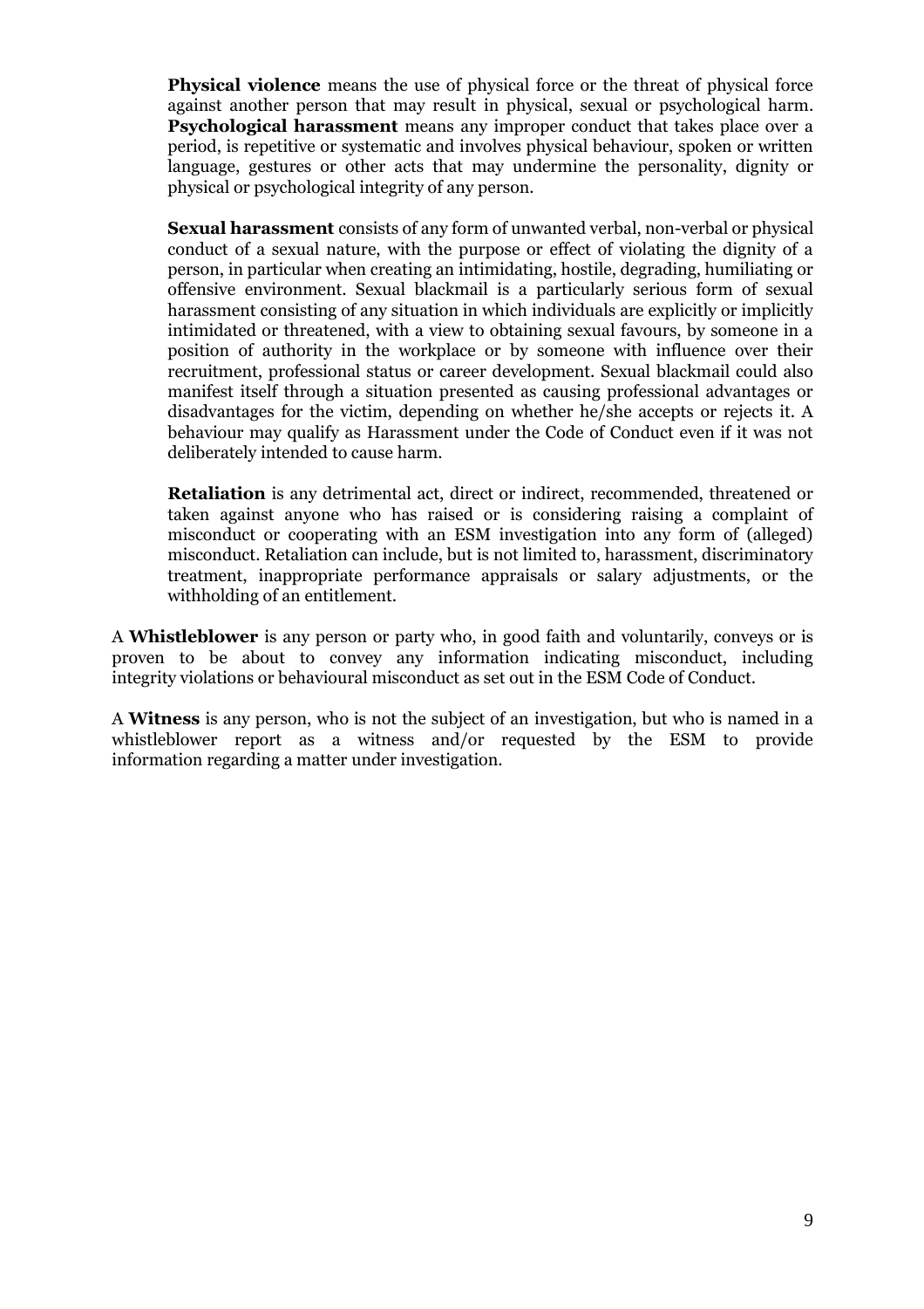**Physical violence** means the use of physical force or the threat of physical force against another person that may result in physical, sexual or psychological harm. **Psychological harassment** means any improper conduct that takes place over a period, is repetitive or systematic and involves physical behaviour, spoken or written language, gestures or other acts that may undermine the personality, dignity or physical or psychological integrity of any person.

**Sexual harassment** consists of any form of unwanted verbal, non-verbal or physical conduct of a sexual nature, with the purpose or effect of violating the dignity of a person, in particular when creating an intimidating, hostile, degrading, humiliating or offensive environment. Sexual blackmail is a particularly serious form of sexual harassment consisting of any situation in which individuals are explicitly or implicitly intimidated or threatened, with a view to obtaining sexual favours, by someone in a position of authority in the workplace or by someone with influence over their recruitment, professional status or career development. Sexual blackmail could also manifest itself through a situation presented as causing professional advantages or disadvantages for the victim, depending on whether he/she accepts or rejects it. A behaviour may qualify as Harassment under the Code of Conduct even if it was not deliberately intended to cause harm.

**Retaliation** is any detrimental act, direct or indirect, recommended, threatened or taken against anyone who has raised or is considering raising a complaint of misconduct or cooperating with an ESM investigation into any form of (alleged) misconduct. Retaliation can include, but is not limited to, harassment, discriminatory treatment, inappropriate performance appraisals or salary adjustments, or the withholding of an entitlement.

A **Whistleblower** is any person or party who, in good faith and voluntarily, conveys or is proven to be about to convey any information indicating misconduct, including integrity violations or behavioural misconduct as set out in the ESM Code of Conduct.

A **Witness** is any person, who is not the subject of an investigation, but who is named in a whistleblower report as a witness and/or requested by the ESM to provide information regarding a matter under investigation.